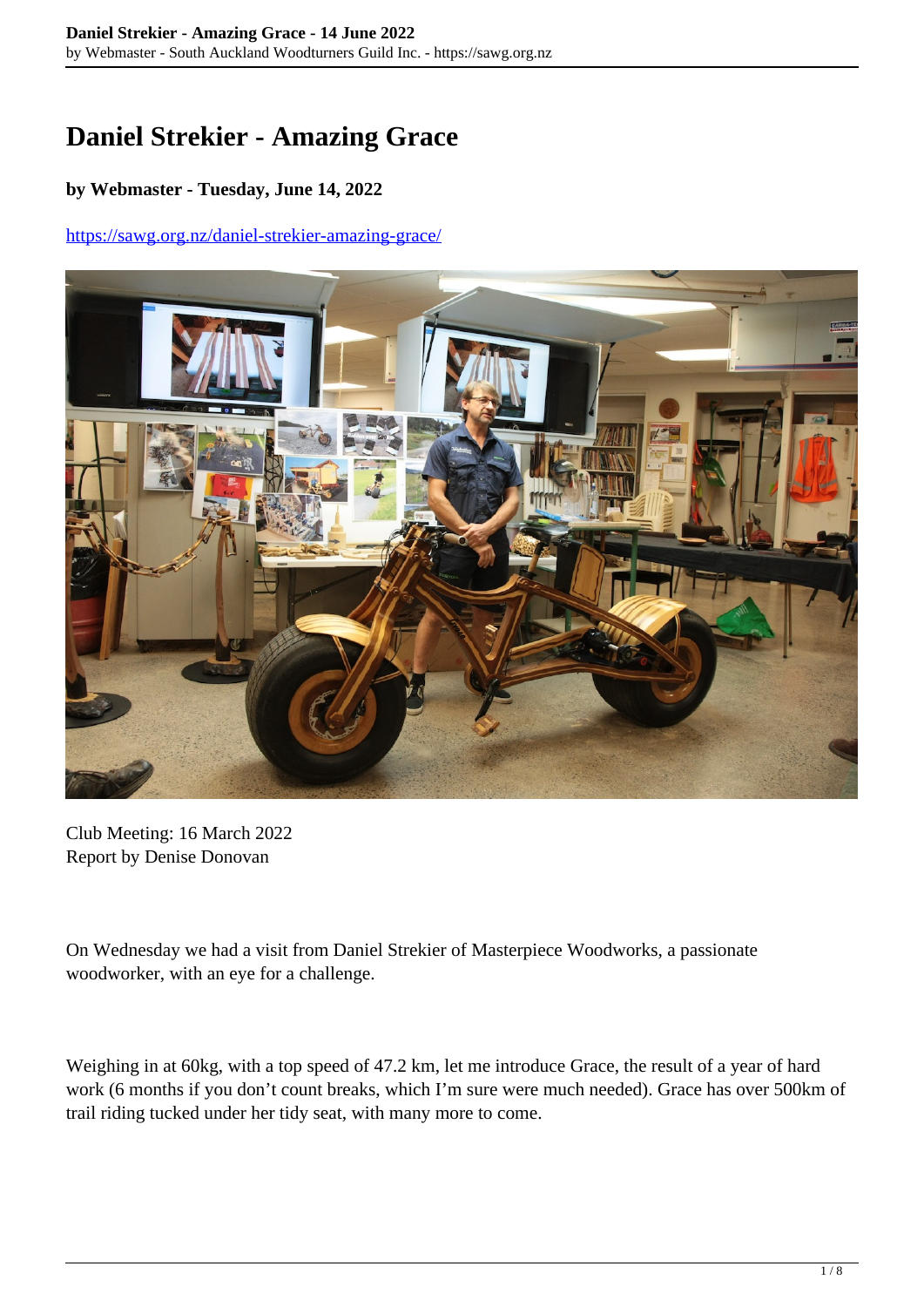# Daniel Strekier - Amazing Grace

**by Webmaster - Tuesday, June 14, 2022**

https://sawg.org.nz/daniel-strekier-amazing-grace/

Club Meeting: 16 March 2022
Report by Denise Donovan

On Wednesday we had a visit from Daniel Strekier of Masterpiece Woodworks, a passionate woodworker, with an eye for a challenge.

Weighing in at 60kg, with a top speed of 47.2 km, let me introduce Grace, the result of a year of hard work (6 months if you don't count breaks, which I'm sure were much needed). Grace has over 500km of trail riding tucked under her tidy seat, with many more to come.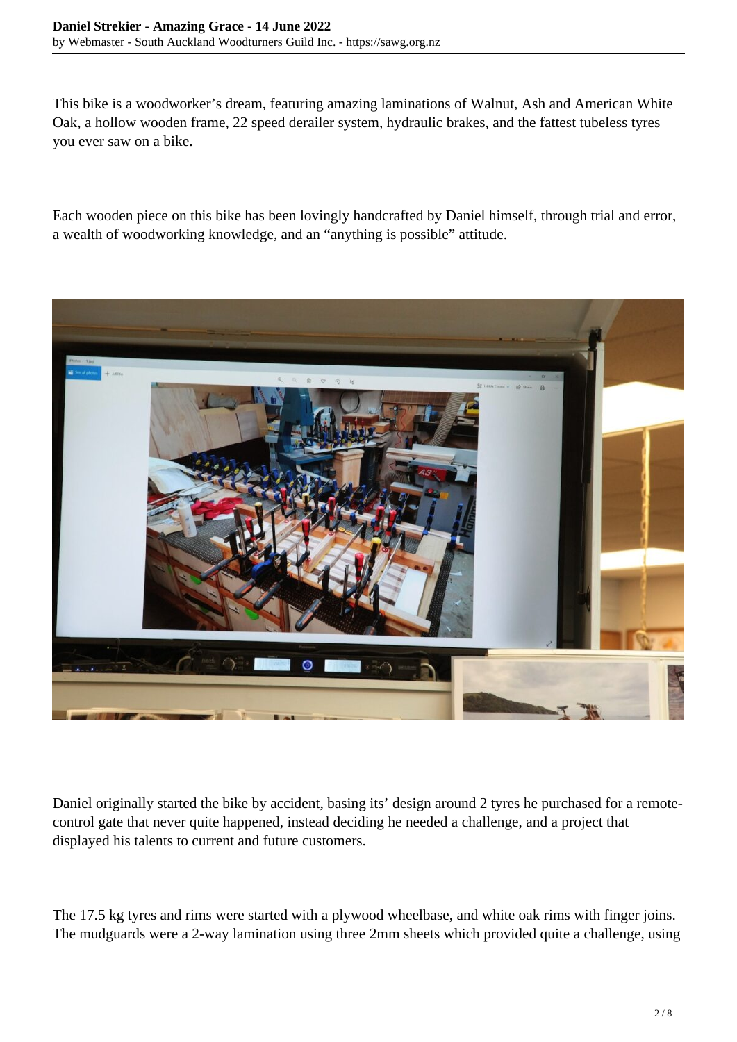This bike is a woodworker's dream, featuring amazing laminations of Walnut, Ash and American White Oak, a hollow wooden frame, 22 speed derailer system, hydraulic brakes, and the fattest tubeless tyres you ever saw on a bike.

Each wooden piece on this bike has been lovingly handcrafted by Daniel himself, through trial and error, a wealth of woodworking knowledge, and an "anything is possible" attitude.

Daniel originally started the bike by accident, basing its' design around 2 tyres he purchased for a remote-control gate that never quite happened, instead deciding he needed a challenge, and a project that displayed his talents to current and future customers.

The 17.5 kg tyres and rims were started with a plywood wheelbase, and white oak rims with finger joins. The mudguards were a 2-way lamination using three 2mm sheets which provided quite a challenge, using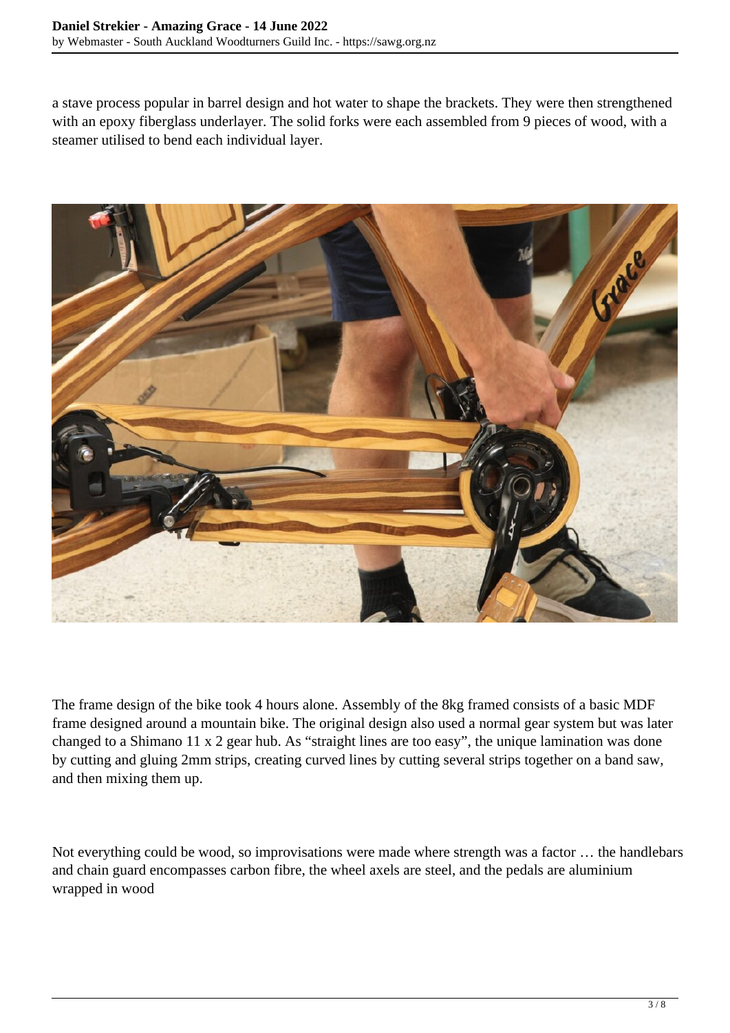a stave process popular in barrel design and hot water to shape the brackets. They were then strengthened with an epoxy fiberglass underlayer. The solid forks were each assembled from 9 pieces of wood, with a steamer utilised to bend each individual layer.

The frame design of the bike took 4 hours alone. Assembly of the 8kg framed consists of a basic MDF frame designed around a mountain bike. The original design also used a normal gear system but was later changed to a Shimano 11 x 2 gear hub. As "straight lines are too easy", the unique lamination was done by cutting and gluing 2mm strips, creating curved lines by cutting several strips together on a band saw, and then mixing them up.

Not everything could be wood, so improvisations were made where strength was a factor … the handlebars and chain guard encompasses carbon fibre, the wheel axels are steel, and the pedals are aluminium wrapped in wood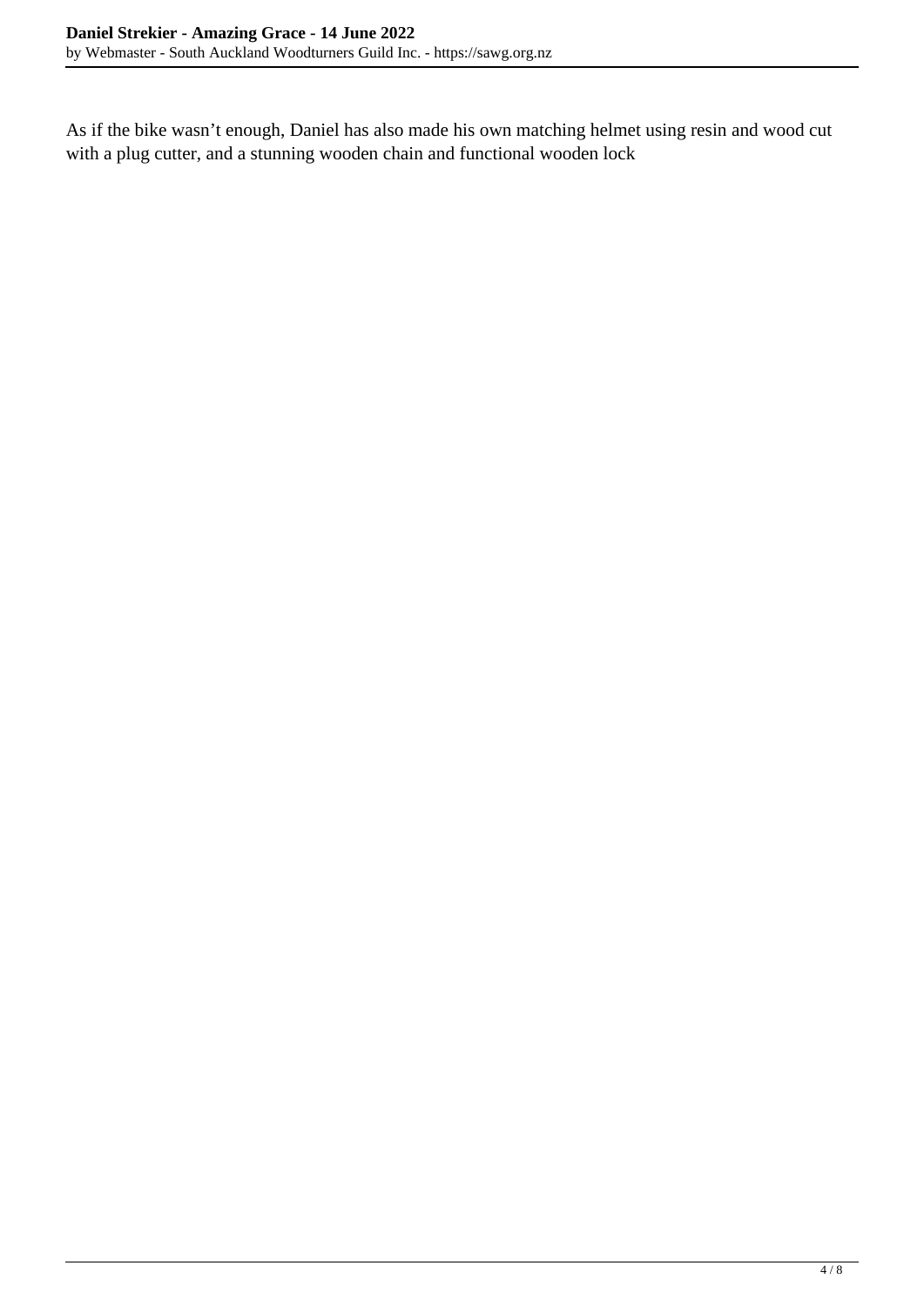As if the bike wasn’t enough, Daniel has also made his own matching helmet using resin and wood cut with a plug cutter, and a stunning wooden chain and functional wooden lock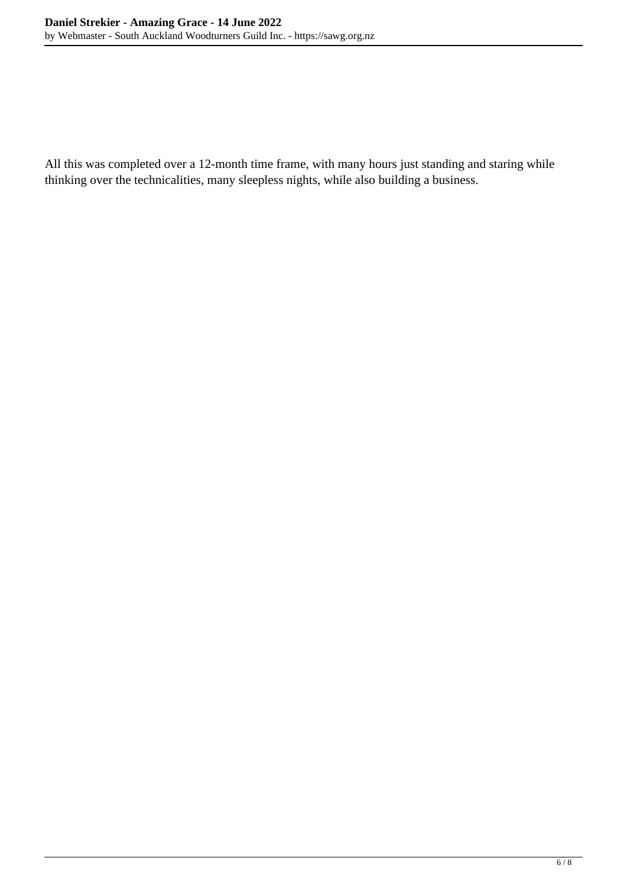All this was completed over a 12-month time frame, with many hours just standing and staring while thinking over the technicalities, many sleepless nights, while also building a business.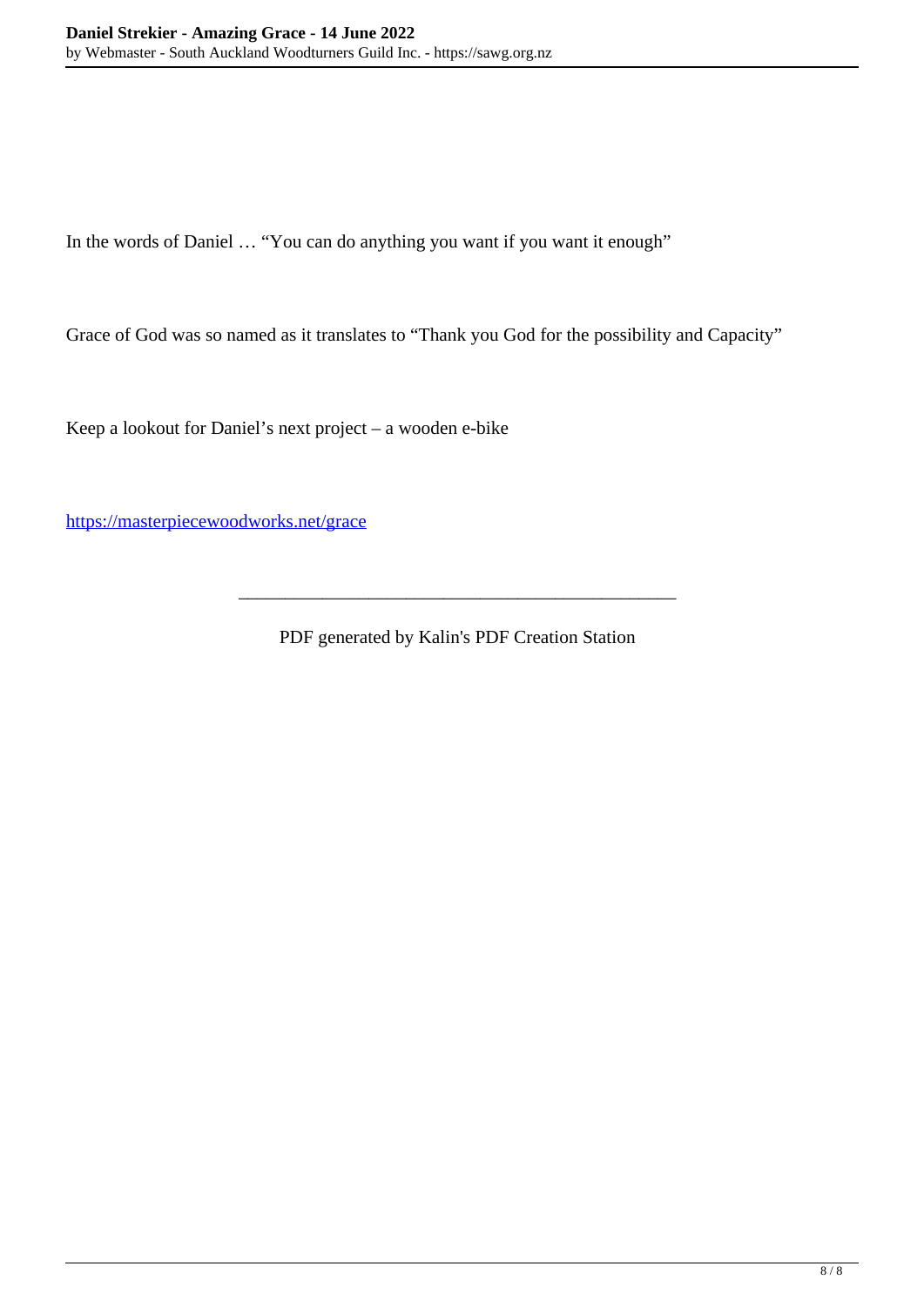In the words of Daniel … "You can do anything you want if you want it enough"

Grace of God was so named as it translates to "Thank you God for the possibility and Capacity"

Keep a lookout for Daniel's next project – a wooden e-bike

[https://masterpiecewoodworks.net/grace](https://masterpiecewoodworks.net/grace)

---

PDF generated by Kalin's PDF Creation Station